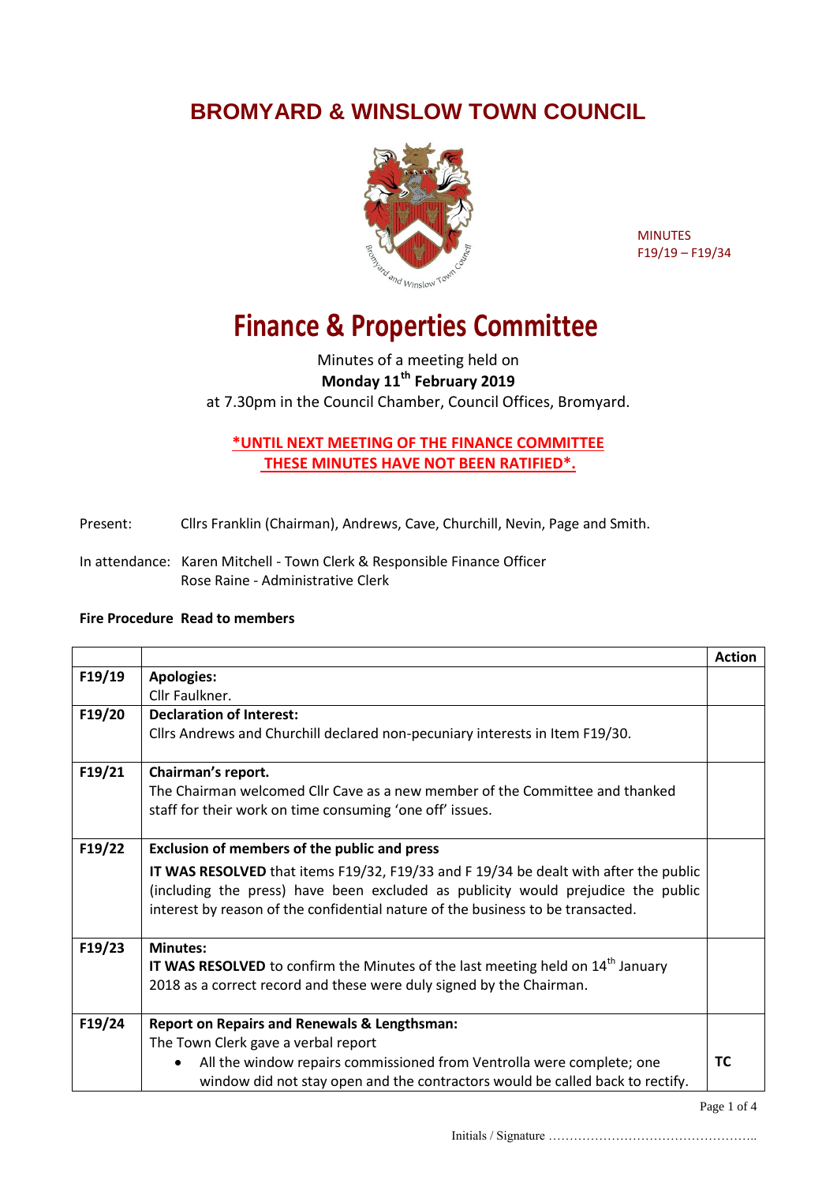# BROMYARD & WINSLOW TOWN COUNCIL

MINUTES
F19/19 – F19/34

# Finance & Properties Committee

Minutes of a meeting held on
**Monday 11th February 2019**
at 7.30pm in the Council Chamber, Council Offices, Bromyard.

**\*UNTIL NEXT MEETING OF THE FINANCE COMMITTEE THESE MINUTES HAVE NOT BEEN RATIFIED\*.**

Present: Cllrs Franklin (Chairman), Andrews, Cave, Churchill, Nevin, Page and Smith.

In attendance: Karen Mitchell - Town Clerk & Responsible Finance Officer
Rose Raine - Administrative Clerk

**Fire Procedure Read to members**

| | | Action |
|---|---|---|
| F19/19 | **Apologies:**<br>Cllr Faulkner. | |
| F19/20 | **Declaration of Interest:**<br>Cllrs Andrews and Churchill declared non-pecuniary interests in Item F19/30. | |
| F19/21 | **Chairman's report.**<br>The Chairman welcomed Cllr Cave as a new member of the Committee and thanked staff for their work on time consuming 'one off' issues. | |
| F19/22 | **Exclusion of members of the public and press**<br>**IT WAS RESOLVED** that items F19/32, F19/33 and F 19/34 be dealt with after the public (including the press) have been excluded as publicity would prejudice the public interest by reason of the confidential nature of the business to be transacted. | |
| F19/23 | **Minutes:**<br>**IT WAS RESOLVED** to confirm the Minutes of the last meeting held on 14th January 2018 as a correct record and these were duly signed by the Chairman. | |
| F19/24 | **Report on Repairs and Renewals & Lengthsman:**<br>The Town Clerk gave a verbal report<br>• All the window repairs commissioned from Ventrolla were complete; one window did not stay open and the contractors would be called back to rectify. | **TC** |

Initials / Signature …………………………………………..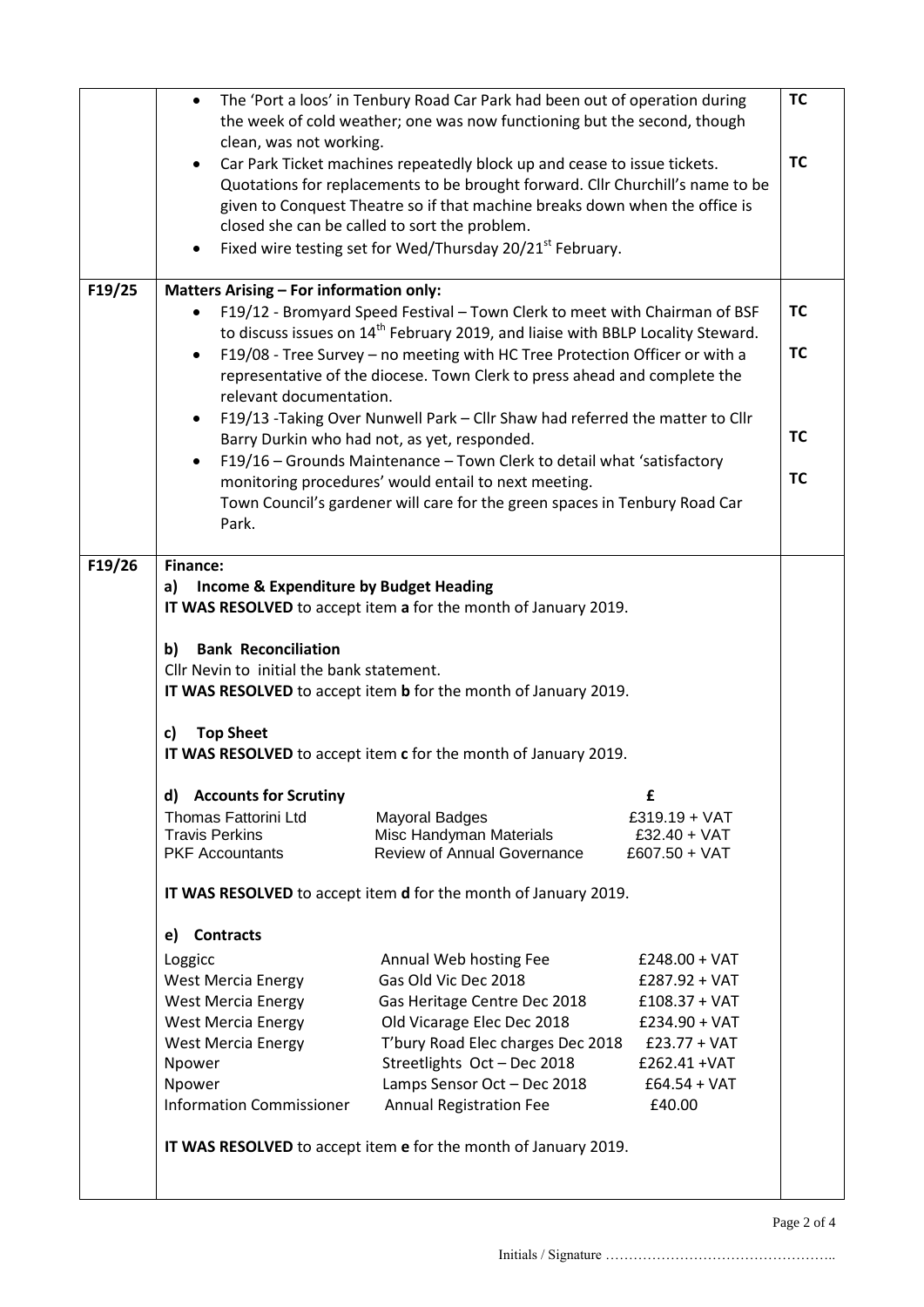| | | |
|---|---|---|
| | • The 'Port a loos' in Tenbury Road Car Park had been out of operation during the week of cold weather; one was now functioning but the second, though clean, was not working.<br>• Car Park Ticket machines repeatedly block up and cease to issue tickets. Quotations for replacements to be brought forward. Cllr Churchill's name to be given to Conquest Theatre so if that machine breaks down when the office is closed she can be called to sort the problem.<br>• Fixed wire testing set for Wed/Thursday 20/21st February. | TC<br><br>TC |
| F19/25 | **Matters Arising – For information only:**<br>• F19/12 - Bromyard Speed Festival – Town Clerk to meet with Chairman of BSF to discuss issues on 14th February 2019, and liaise with BBLP Locality Steward.<br>• F19/08 - Tree Survey – no meeting with HC Tree Protection Officer or with a representative of the diocese. Town Clerk to press ahead and complete the relevant documentation.<br>• F19/13 -Taking Over Nunwell Park – Cllr Shaw had referred the matter to Cllr Barry Durkin who had not, as yet, responded.<br>• F19/16 – Grounds Maintenance – Town Clerk to detail what 'satisfactory monitoring procedures' would entail to next meeting. Town Council's gardener will care for the green spaces in Tenbury Road Car Park. | TC<br><br>TC<br><br>TC<br><br>TC |
| F19/26 | **Finance:**<br>**a) Income & Expenditure by Budget Heading**<br>**IT WAS RESOLVED** to accept item **a** for the month of January 2019.<br><br>**b) Bank Reconciliation**<br>Cllr Nevin to initial the bank statement.<br>**IT WAS RESOLVED** to accept item **b** for the month of January 2019.<br><br>**c) Top Sheet**<br>**IT WAS RESOLVED** to accept item **c** for the month of January 2019.<br><br>**d) Accounts for Scrutiny** — £<br>Thomas Fattorini Ltd — Mayoral Badges — £319.19 + VAT<br>Travis Perkins — Misc Handyman Materials — £32.40 + VAT<br>PKF Accountants — Review of Annual Governance — £607.50 + VAT<br><br>**IT WAS RESOLVED** to accept item **d** for the month of January 2019.<br><br>**e) Contracts**<br>Loggicc — Annual Web hosting Fee — £248.00 + VAT<br>West Mercia Energy — Gas Old Vic Dec 2018 — £287.92 + VAT<br>West Mercia Energy — Gas Heritage Centre Dec 2018 — £108.37 + VAT<br>West Mercia Energy — Old Vicarage Elec Dec 2018 — £234.90 + VAT<br>West Mercia Energy — T'bury Road Elec charges Dec 2018 — £23.77 + VAT<br>Npower — Streetlights Oct – Dec 2018 — £262.41 +VAT<br>Npower — Lamps Sensor Oct – Dec 2018 — £64.54 + VAT<br>Information Commissioner — Annual Registration Fee — £40.00<br><br>**IT WAS RESOLVED** to accept item **e** for the month of January 2019. | |

Initials / Signature …………………………………………..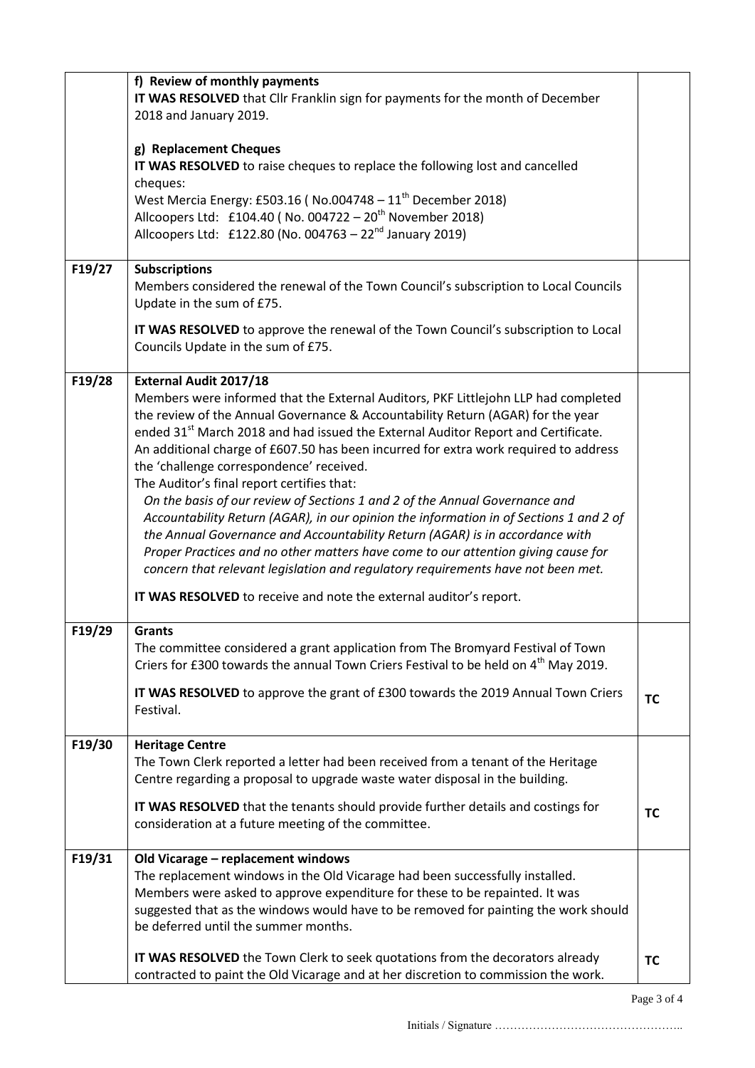| | | |
|---|---|---|
| | **f) Review of monthly payments**<br>**IT WAS RESOLVED** that Cllr Franklin sign for payments for the month of December 2018 and January 2019.<br><br>**g) Replacement Cheques**<br>**IT WAS RESOLVED** to raise cheques to replace the following lost and cancelled cheques:<br>West Mercia Energy: £503.16 ( No.004748 – 11th December 2018)<br>Allcoopers Ltd: £104.40 ( No. 004722 – 20th November 2018)<br>Allcoopers Ltd: £122.80 (No. 004763 – 22nd January 2019) | |
| F19/27 | **Subscriptions**<br>Members considered the renewal of the Town Council's subscription to Local Councils Update in the sum of £75.<br><br>**IT WAS RESOLVED** to approve the renewal of the Town Council's subscription to Local Councils Update in the sum of £75. | |
| F19/28 | **External Audit 2017/18**<br>Members were informed that the External Auditors, PKF Littlejohn LLP had completed the review of the Annual Governance & Accountability Return (AGAR) for the year ended 31st March 2018 and had issued the External Auditor Report and Certificate. An additional charge of £607.50 has been incurred for extra work required to address the 'challenge correspondence' received.<br>The Auditor's final report certifies that:<br>*On the basis of our review of Sections 1 and 2 of the Annual Governance and Accountability Return (AGAR), in our opinion the information in of Sections 1 and 2 of the Annual Governance and Accountability Return (AGAR) is in accordance with Proper Practices and no other matters have come to our attention giving cause for concern that relevant legislation and regulatory requirements have not been met.*<br><br>**IT WAS RESOLVED** to receive and note the external auditor's report. | |
| F19/29 | **Grants**<br>The committee considered a grant application from The Bromyard Festival of Town Criers for £300 towards the annual Town Criers Festival to be held on 4th May 2019.<br><br>**IT WAS RESOLVED** to approve the grant of £300 towards the 2019 Annual Town Criers Festival. | **TC** |
| F19/30 | **Heritage Centre**<br>The Town Clerk reported a letter had been received from a tenant of the Heritage Centre regarding a proposal to upgrade waste water disposal in the building.<br><br>**IT WAS RESOLVED** that the tenants should provide further details and costings for consideration at a future meeting of the committee. | **TC** |
| F19/31 | **Old Vicarage – replacement windows**<br>The replacement windows in the Old Vicarage had been successfully installed. Members were asked to approve expenditure for these to be repainted. It was suggested that as the windows would have to be removed for painting the work should be deferred until the summer months.<br><br>**IT WAS RESOLVED** the Town Clerk to seek quotations from the decorators already contracted to paint the Old Vicarage and at her discretion to commission the work. | **TC** |

Initials / Signature …………………………………………..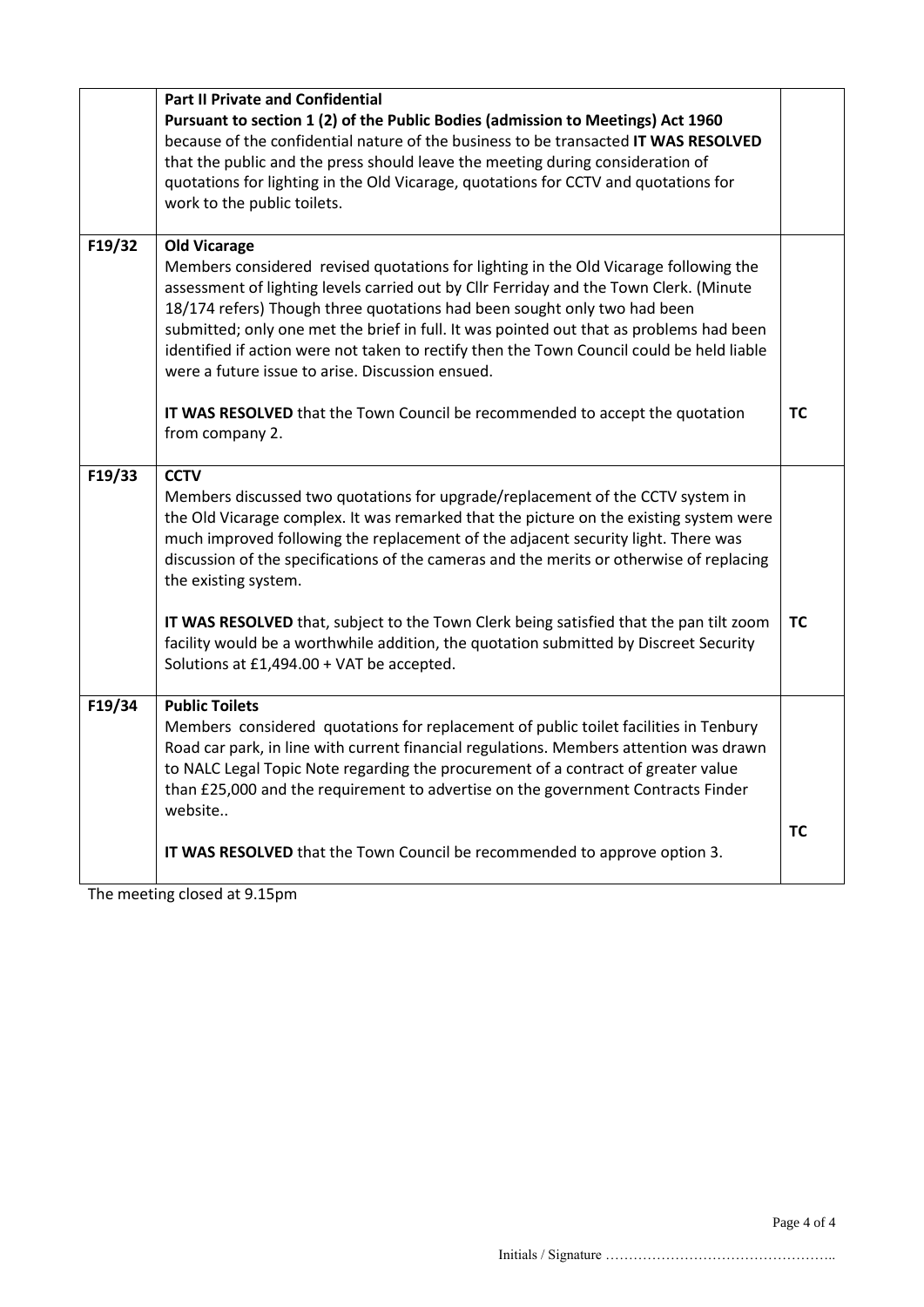| | | |
|---|---|---|
| | **Part II Private and Confidential**<br>**Pursuant to section 1 (2) of the Public Bodies (admission to Meetings) Act 1960** because of the confidential nature of the business to be transacted **IT WAS RESOLVED** that the public and the press should leave the meeting during consideration of quotations for lighting in the Old Vicarage, quotations for CCTV and quotations for work to the public toilets. | |
| F19/32 | **Old Vicarage**<br>Members considered revised quotations for lighting in the Old Vicarage following the assessment of lighting levels carried out by Cllr Ferriday and the Town Clerk. (Minute 18/174 refers) Though three quotations had been sought only two had been submitted; only one met the brief in full. It was pointed out that as problems had been identified if action were not taken to rectify then the Town Council could be held liable were a future issue to arise. Discussion ensued.<br><br>**IT WAS RESOLVED** that the Town Council be recommended to accept the quotation from company 2. | TC |
| F19/33 | **CCTV**<br>Members discussed two quotations for upgrade/replacement of the CCTV system in the Old Vicarage complex. It was remarked that the picture on the existing system were much improved following the replacement of the adjacent security light. There was discussion of the specifications of the cameras and the merits or otherwise of replacing the existing system.<br><br>**IT WAS RESOLVED** that, subject to the Town Clerk being satisfied that the pan tilt zoom facility would be a worthwhile addition, the quotation submitted by Discreet Security Solutions at £1,494.00 + VAT be accepted. | TC |
| F19/34 | **Public Toilets**<br>Members considered quotations for replacement of public toilet facilities in Tenbury Road car park, in line with current financial regulations. Members attention was drawn to NALC Legal Topic Note regarding the procurement of a contract of greater value than £25,000 and the requirement to advertise on the government Contracts Finder website..<br><br>**IT WAS RESOLVED** that the Town Council be recommended to approve option 3. | TC |

The meeting closed at 9.15pm

Initials / Signature …………………………………………..